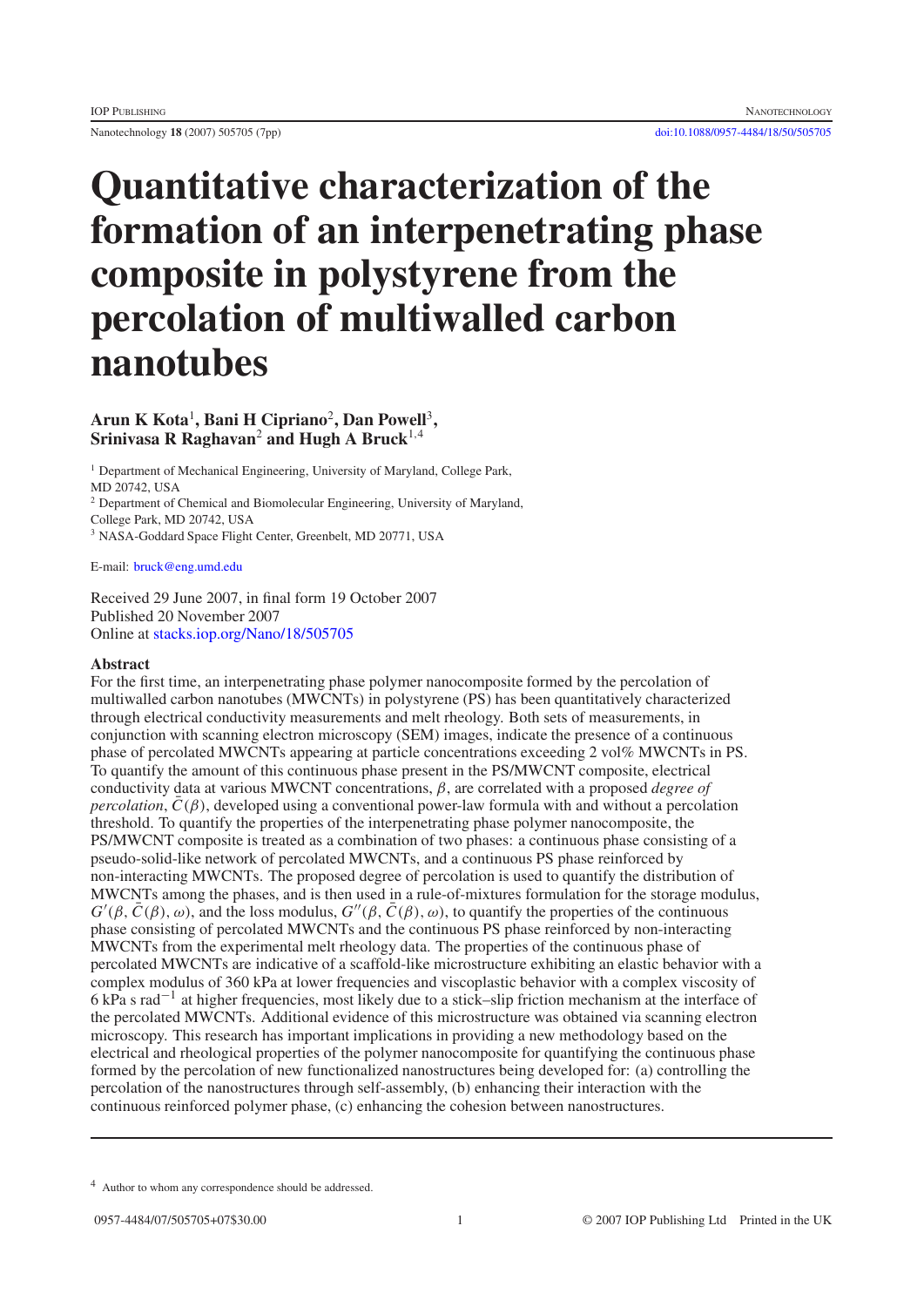# Quantitative characterization of the formation of an interpenetrating phase composite in polystyrene from the percolation of multiwalled carbon nanotubes

**Arun K Kota[1], Bani H Cipriano[2], Dan Powell[3], Srinivasa R Raghavan[2] and Hugh A Bruck[1,4]**

[1] Department of Mechanical Engineering, University of Maryland, College Park, MD 20742, USA

[2] Department of Chemical and Biomolecular Engineering, University of Maryland, College Park, MD 20742, USA

[3] NASA-Goddard Space Flight Center, Greenbelt, MD 20771, USA

E-mail: bruck@eng.umd.edu

Received 29 June 2007, in final form 19 October 2007
Published 20 November 2007
Online at stacks.iop.org/Nano/18/505705

## Abstract

For the first time, an interpenetrating phase polymer nanocomposite formed by the percolation of multiwalled carbon nanotubes (MWCNTs) in polystyrene (PS) has been quantitatively characterized through electrical conductivity measurements and melt rheology. Both sets of measurements, in conjunction with scanning electron microscopy (SEM) images, indicate the presence of a continuous phase of percolated MWCNTs appearing at particle concentrations exceeding 2 vol% MWCNTs in PS. To quantify the amount of this continuous phase present in the PS/MWCNT composite, electrical conductivity data at various MWCNT concentrations, $\beta$, are correlated with a proposed *degree of percolation*, $\bar{C}(\beta)$, developed using a conventional power-law formula with and without a percolation threshold. To quantify the properties of the interpenetrating phase polymer nanocomposite, the PS/MWCNT composite is treated as a combination of two phases: a continuous phase consisting of a pseudo-solid-like network of percolated MWCNTs, and a continuous PS phase reinforced by non-interacting MWCNTs. The proposed degree of percolation is used to quantify the distribution of MWCNTs among the phases, and is then used in a rule-of-mixtures formulation for the storage modulus, $G'(\beta, \bar{C}(\beta), \omega)$, and the loss modulus, $G''(\beta, \bar{C}(\beta), \omega)$, to quantify the properties of the continuous phase consisting of percolated MWCNTs and the continuous PS phase reinforced by non-interacting MWCNTs from the experimental melt rheology data. The properties of the continuous phase of percolated MWCNTs are indicative of a scaffold-like microstructure exhibiting an elastic behavior with a complex modulus of 360 kPa at lower frequencies and viscoplastic behavior with a complex viscosity of 6 kPa s rad$^{-1}$ at higher frequencies, most likely due to a stick–slip friction mechanism at the interface of the percolated MWCNTs. Additional evidence of this microstructure was obtained via scanning electron microscopy. This research has important implications in providing a new methodology based on the electrical and rheological properties of the polymer nanocomposite for quantifying the continuous phase formed by the percolation of new functionalized nanostructures being developed for: (a) controlling the percolation of the nanostructures through self-assembly, (b) enhancing their interaction with the continuous reinforced polymer phase, (c) enhancing the cohesion between nanostructures.

[4] Author to whom any correspondence should be addressed.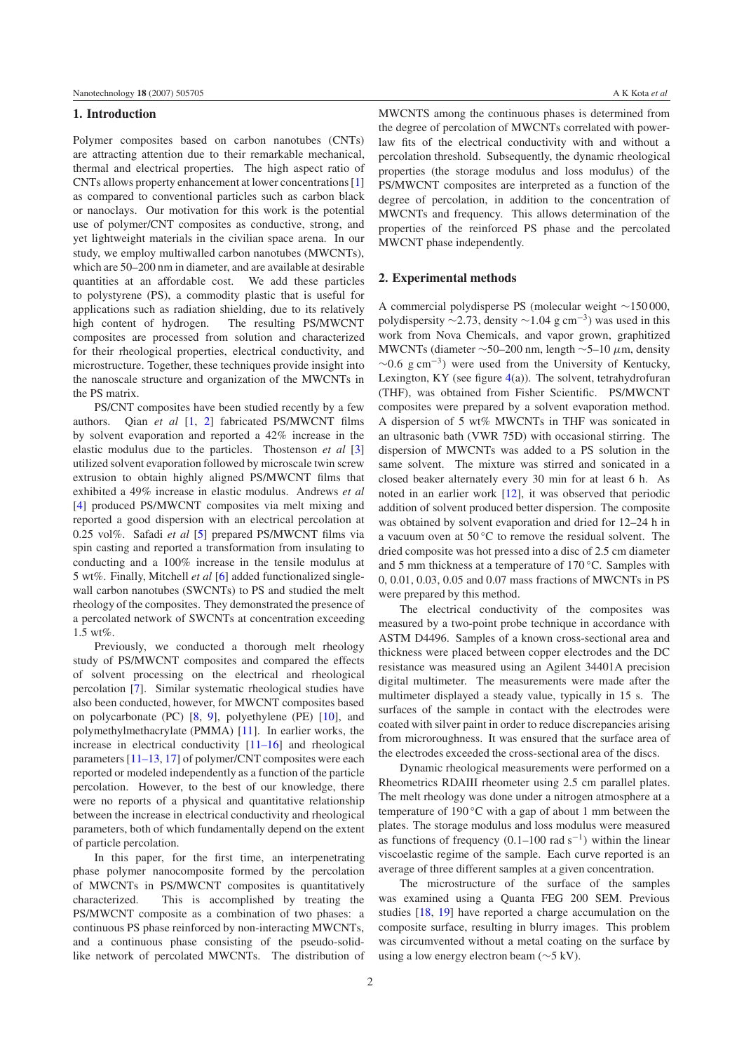## 1. Introduction

Polymer composites based on carbon nanotubes (CNTs) are attracting attention due to their remarkable mechanical, thermal and electrical properties. The high aspect ratio of CNTs allows property enhancement at lower concentrations [1] as compared to conventional particles such as carbon black or nanoclays. Our motivation for this work is the potential use of polymer/CNT composites as conductive, strong, and yet lightweight materials in the civilian space arena. In our study, we employ multiwalled carbon nanotubes (MWCNTs), which are 50–200 nm in diameter, and are available at desirable quantities at an affordable cost. We add these particles to polystyrene (PS), a commodity plastic that is useful for applications such as radiation shielding, due to its relatively high content of hydrogen. The resulting PS/MWCNT composites are processed from solution and characterized for their rheological properties, electrical conductivity, and microstructure. Together, these techniques provide insight into the nanoscale structure and organization of the MWCNTs in the PS matrix.

PS/CNT composites have been studied recently by a few authors. Qian *et al* [1, 2] fabricated PS/MWCNT films by solvent evaporation and reported a 42% increase in the elastic modulus due to the particles. Thostenson *et al* [3] utilized solvent evaporation followed by microscale twin screw extrusion to obtain highly aligned PS/MWCNT films that exhibited a 49% increase in elastic modulus. Andrews *et al* [4] produced PS/MWCNT composites via melt mixing and reported a good dispersion with an electrical percolation at 0.25 vol%. Safadi *et al* [5] prepared PS/MWCNT films via spin casting and reported a transformation from insulating to conducting and a 100% increase in the tensile modulus at 5 wt%. Finally, Mitchell *et al* [6] added functionalized single-wall carbon nanotubes (SWCNTs) to PS and studied the melt rheology of the composites. They demonstrated the presence of a percolated network of SWCNTs at concentration exceeding 1.5 wt%.

Previously, we conducted a thorough melt rheology study of PS/MWCNT composites and compared the effects of solvent processing on the electrical and rheological percolation [7]. Similar systematic rheological studies have also been conducted, however, for MWCNT composites based on polycarbonate (PC) [8, 9], polyethylene (PE) [10], and polymethylmethacrylate (PMMA) [11]. In earlier works, the increase in electrical conductivity [11–16] and rheological parameters [11–13, 17] of polymer/CNT composites were each reported or modeled independently as a function of the particle percolation. However, to the best of our knowledge, there were no reports of a physical and quantitative relationship between the increase in electrical conductivity and rheological parameters, both of which fundamentally depend on the extent of particle percolation.

In this paper, for the first time, an interpenetrating phase polymer nanocomposite formed by the percolation of MWCNTs in PS/MWCNT composites is quantitatively characterized. This is accomplished by treating the PS/MWCNT composite as a combination of two phases: a continuous PS phase reinforced by non-interacting MWCNTs, and a continuous phase consisting of the pseudo-solid-like network of percolated MWCNTs. The distribution of MWCNTS among the continuous phases is determined from the degree of percolation of MWCNTs correlated with power-law fits of the electrical conductivity with and without a percolation threshold. Subsequently, the dynamic rheological properties (the storage modulus and loss modulus) of the PS/MWCNT composites are interpreted as a function of the degree of percolation, in addition to the concentration of MWCNTs and frequency. This allows determination of the properties of the reinforced PS phase and the percolated MWCNT phase independently.

## 2. Experimental methods

A commercial polydisperse PS (molecular weight ~150 000, polydispersity ~2.73, density ~1.04 g $cm^{-3}$) was used in this work from Nova Chemicals, and vapor grown, graphitized MWCNTs (diameter ~50–200 nm, length ~5–10 $\mu$m, density ~0.6 g $cm^{-3}$) were used from the University of Kentucky, Lexington, KY (see figure 4(a)). The solvent, tetrahydrofuran (THF), was obtained from Fisher Scientific. PS/MWCNT composites were prepared by a solvent evaporation method. A dispersion of 5 wt% MWCNTs in THF was sonicated in an ultrasonic bath (VWR 75D) with occasional stirring. The dispersion of MWCNTs was added to a PS solution in the same solvent. The mixture was stirred and sonicated in a closed beaker alternately every 30 min for at least 6 h. As noted in an earlier work [12], it was observed that periodic addition of solvent produced better dispersion. The composite was obtained by solvent evaporation and dried for 12–24 h in a vacuum oven at 50 °C to remove the residual solvent. The dried composite was hot pressed into a disc of 2.5 cm diameter and 5 mm thickness at a temperature of 170 °C. Samples with 0, 0.01, 0.03, 0.05 and 0.07 mass fractions of MWCNTs in PS were prepared by this method.

The electrical conductivity of the composites was measured by a two-point probe technique in accordance with ASTM D4496. Samples of a known cross-sectional area and thickness were placed between copper electrodes and the DC resistance was measured using an Agilent 34401A precision digital multimeter. The measurements were made after the multimeter displayed a steady value, typically in 15 s. The surfaces of the sample in contact with the electrodes were coated with silver paint in order to reduce discrepancies arising from microroughness. It was ensured that the surface area of the electrodes exceeded the cross-sectional area of the discs.

Dynamic rheological measurements were performed on a Rheometrics RDAIII rheometer using 2.5 cm parallel plates. The melt rheology was done under a nitrogen atmosphere at a temperature of 190 °C with a gap of about 1 mm between the plates. The storage modulus and loss modulus were measured as functions of frequency (0.1–100 rad $s^{-1}$) within the linear viscoelastic regime of the sample. Each curve reported is an average of three different samples at a given concentration.

The microstructure of the surface of the samples was examined using a Quanta FEG 200 SEM. Previous studies [18, 19] have reported a charge accumulation on the composite surface, resulting in blurry images. This problem was circumvented without a metal coating on the surface by using a low energy electron beam (~5 kV).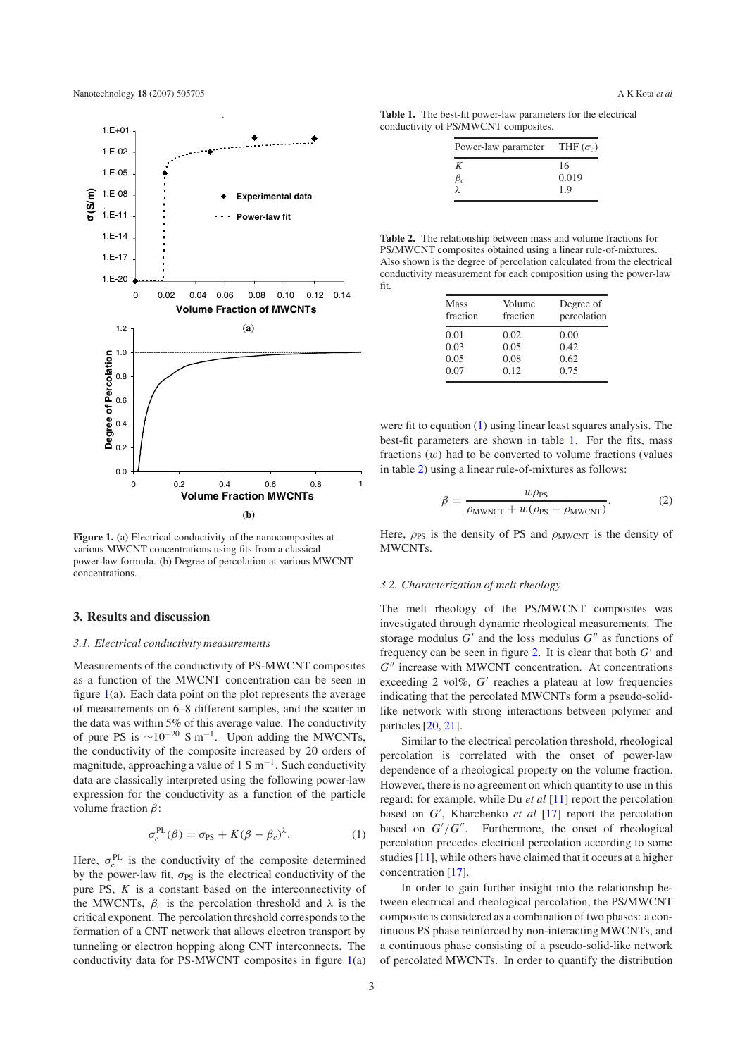Figure 1. (a) Electrical conductivity of the nanocomposites at various MWCNT concentrations using fits from a classical power-law formula. (b) Degree of percolation at various MWCNT concentrations.

## 3. Results and discussion

### 3.1. Electrical conductivity measurements

Measurements of the conductivity of PS-MWCNT composites as a function of the MWCNT concentration can be seen in figure 1(a). Each data point on the plot represents the average of measurements on 6–8 different samples, and the scatter in the data was within 5% of this average value. The conductivity of pure PS is $\sim 10^{-20}$ S m$^{-1}$. Upon adding the MWCNTs, the conductivity of the composite increased by 20 orders of magnitude, approaching a value of 1 S m$^{-1}$. Such conductivity data are classically interpreted using the following power-law expression for the conductivity as a function of the particle volume fraction $\beta$:

$$\sigma_c^{\mathrm{PL}}(\beta) = \sigma_{\mathrm{PS}} + K(\beta - \beta_c)^{\lambda}. \qquad (1)$$

Here, $\sigma_c^{\mathrm{PL}}$ is the conductivity of the composite determined by the power-law fit, $\sigma_{\mathrm{PS}}$ is the electrical conductivity of the pure PS, $K$ is a constant based on the interconnectivity of the MWCNTs, $\beta_c$ is the percolation threshold and $\lambda$ is the critical exponent. The percolation threshold corresponds to the formation of a CNT network that allows electron transport by tunneling or electron hopping along CNT interconnects. The conductivity data for PS-MWCNT composites in figure 1(a) were fit to equation (1) using linear least squares analysis. The best-fit parameters are shown in table 1. For the fits, mass fractions ($w$) had to be converted to volume fractions (values in table 2) using a linear rule-of-mixtures as follows:

$$\beta = \frac{w\rho_{\mathrm{PS}}}{\rho_{\mathrm{MWNCT}} + w(\rho_{\mathrm{PS}} - \rho_{\mathrm{MWCNT}})}. \qquad (2)$$

Here, $\rho_{\mathrm{PS}}$ is the density of PS and $\rho_{\mathrm{MWCNT}}$ is the density of MWCNTs.

**Table 1.** The best-fit power-law parameters for the electrical conductivity of PS/MWCNT composites.

| Power-law parameter | THF ($\sigma_c$) |
|---|---|
| $K$ | 16 |
| $\beta_c$ | 0.019 |
| $\lambda$ | 1.9 |

**Table 2.** The relationship between mass and volume fractions for PS/MWCNT composites obtained using a linear rule-of-mixtures. Also shown is the degree of percolation calculated from the electrical conductivity measurement for each composition using the power-law fit.

| Mass fraction | Volume fraction | Degree of percolation |
|---|---|---|
| 0.01 | 0.02 | 0.00 |
| 0.03 | 0.05 | 0.42 |
| 0.05 | 0.08 | 0.62 |
| 0.07 | 0.12 | 0.75 |

### 3.2. Characterization of melt rheology

The melt rheology of the PS/MWCNT composites was investigated through dynamic rheological measurements. The storage modulus $G'$ and the loss modulus $G''$ as functions of frequency can be seen in figure 2. It is clear that both $G'$ and $G''$ increase with MWCNT concentration. At concentrations exceeding 2 vol%, $G'$ reaches a plateau at low frequencies indicating that the percolated MWCNTs form a pseudo-solid-like network with strong interactions between polymer and particles [20, 21].

Similar to the electrical percolation threshold, rheological percolation is correlated with the onset of power-law dependence of a rheological property on the volume fraction. However, there is no agreement on which quantity to use in this regard: for example, while Du *et al* [11] report the percolation based on $G'$, Kharchenko *et al* [17] report the percolation based on $G'/G''$. Furthermore, the onset of rheological percolation precedes electrical percolation according to some studies [11], while others have claimed that it occurs at a higher concentration [17].

In order to gain further insight into the relationship between electrical and rheological percolation, the PS/MWCNT composite is considered as a combination of two phases: a continuous PS phase reinforced by non-interacting MWCNTs, and a continuous phase consisting of a pseudo-solid-like network of percolated MWCNTs. In order to quantify the distribution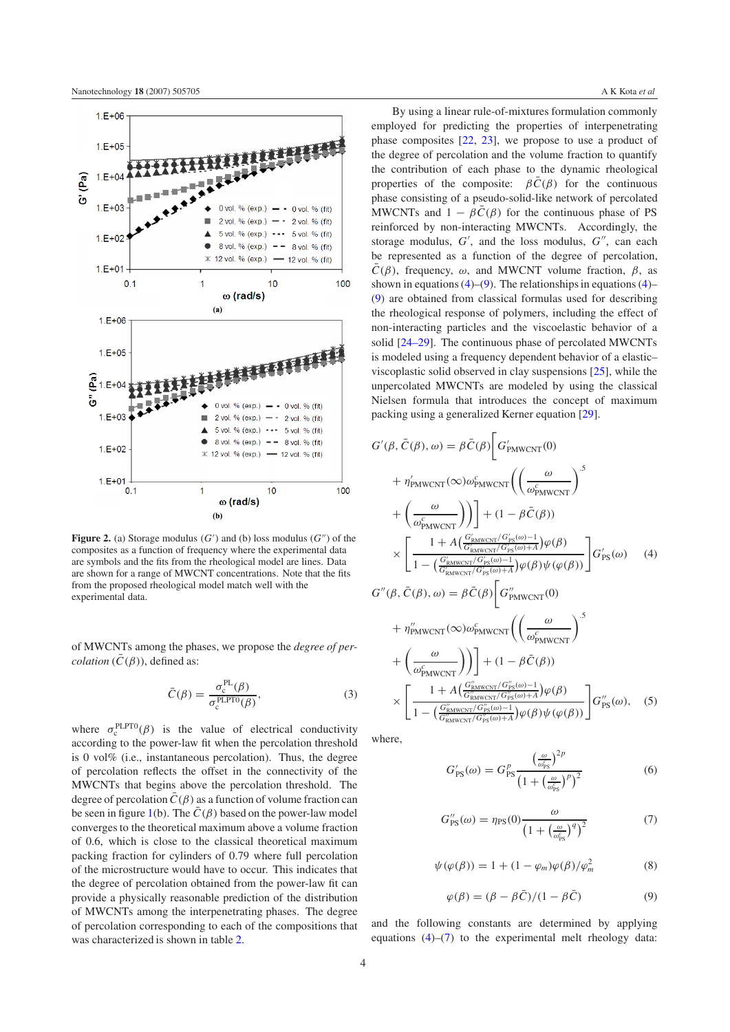**Figure 2.** (a) Storage modulus ($G'$) and (b) loss modulus ($G''$) of the composites as a function of frequency where the experimental data are symbols and the fits from the rheological model are lines. Data are shown for a range of MWCNT concentrations. Note that the fits from the proposed rheological model match well with the experimental data.

of MWCNTs among the phases, we propose the *degree of percolation* ($\bar{C}(\beta)$), defined as:

$$\bar{C}(\beta) = \frac{\sigma_c^{\mathrm{PL}}(\beta)}{\sigma_c^{\mathrm{PLPT0}}(\beta)}, \tag{3}$$

where $\sigma_c^{\mathrm{PLPT0}}(\beta)$ is the value of electrical conductivity according to the power-law fit when the percolation threshold is 0 vol% (i.e., instantaneous percolation). Thus, the degree of percolation reflects the offset in the connectivity of the MWCNTs that begins above the percolation threshold. The degree of percolation $\bar{C}(\beta)$ as a function of volume fraction can be seen in figure 1(b). The $\bar{C}(\beta)$ based on the power-law model converges to the theoretical maximum above a volume fraction of 0.6, which is close to the classical theoretical maximum packing fraction for cylinders of 0.79 where full percolation of the microstructure would have to occur. This indicates that the degree of percolation obtained from the power-law fit can provide a physically reasonable prediction of the distribution of MWCNTs among the interpenetrating phases. The degree of percolation corresponding to each of the compositions that was characterized is shown in table 2.

By using a linear rule-of-mixtures formulation commonly employed for predicting the properties of interpenetrating phase composites [22, 23], we propose to use a product of the degree of percolation and the volume fraction to quantify the contribution of each phase to the dynamic rheological properties of the composite: $\beta\bar{C}(\beta)$ for the continuous phase consisting of a pseudo-solid-like network of percolated MWCNTs and $1-\beta\bar{C}(\beta)$ for the continuous phase of PS reinforced by non-interacting MWCNTs. Accordingly, the storage modulus, $G'$, and the loss modulus, $G''$, can each be represented as a function of the degree of percolation, $\bar{C}(\beta)$, frequency, $\omega$, and MWCNT volume fraction, $\beta$, as shown in equations (4)–(9). The relationships in equations (4)–(9) are obtained from classical formulas used for describing the rheological response of polymers, including the effect of non-interacting particles and the viscoelastic behavior of a solid [24–29]. The continuous phase of percolated MWCNTs is modeled using a frequency dependent behavior of a elastic–viscoplastic solid observed in clay suspensions [25], while the unpercolated MWCNTs are modeled by using the classical Nielsen formula that introduces the concept of maximum packing using a generalized Kerner equation [29].

$$G'(\beta,\bar{C}(\beta),\omega) = \beta\bar{C}(\beta)\left[G'_{\mathrm{PMWCNT}}(0) + \eta'_{\mathrm{PMWCNT}}(\infty)\omega^c_{\mathrm{PMWCNT}}\left(\left(\frac{\omega}{\omega^c_{\mathrm{PMWCNT}}}\right)^{.5} + \left(\frac{\omega}{\omega^c_{\mathrm{PMWCNT}}}\right)\right)\right] + (1-\beta\bar{C}(\beta)) \times \left[\frac{1 + A\left(\frac{G'_{\mathrm{RMWCNT}}/G'_{\mathrm{PS}}(\omega)-1}{G'_{\mathrm{RMWCNT}}/G'_{\mathrm{PS}}(\omega)+A}\right)\varphi(\beta)}{1-\left(\frac{G'_{\mathrm{RMWCNT}}/G'_{\mathrm{PS}}(\omega)-1}{G'_{\mathrm{RMWCNT}}/G'_{\mathrm{PS}}(\omega)+A}\right)\varphi(\beta)\psi(\varphi(\beta))}\right]G'_{\mathrm{PS}}(\omega) \tag{4}$$

$$G''(\beta,\bar{C}(\beta),\omega) = \beta\bar{C}(\beta)\left[G''_{\mathrm{PMWCNT}}(0) + \eta''_{\mathrm{PMWCNT}}(\infty)\omega^c_{\mathrm{PMWCNT}}\left(\left(\frac{\omega}{\omega^c_{\mathrm{PMWCNT}}}\right)^{.5} + \left(\frac{\omega}{\omega^c_{\mathrm{PMWCNT}}}\right)\right)\right] + (1-\beta\bar{C}(\beta)) \times \left[\frac{1 + A\left(\frac{G''_{\mathrm{RMWCNT}}/G''_{\mathrm{PS}}(\omega)-1}{G''_{\mathrm{RMWCNT}}/G''_{\mathrm{PS}}(\omega)+A}\right)\varphi(\beta)}{1-\left(\frac{G''_{\mathrm{RMWCNT}}/G''_{\mathrm{PS}}(\omega)-1}{G''_{\mathrm{RMWCNT}}/G''_{\mathrm{PS}}(\omega)+A}\right)\varphi(\beta)\psi(\varphi(\beta))}\right]G''_{\mathrm{PS}}(\omega), \tag{5}$$

where,

$$G'_{\mathrm{PS}}(\omega) = G^p_{\mathrm{PS}}\frac{\left(\frac{\omega}{\omega^c_{\mathrm{PS}}}\right)^{2p}}{\left(1+\left(\frac{\omega}{\omega^c_{\mathrm{PS}}}\right)^p\right)^2} \tag{6}$$

$$G''_{\mathrm{PS}}(\omega) = \eta_{\mathrm{PS}}(0)\frac{\omega}{\left(1+\left(\frac{\omega}{\omega^c_{\mathrm{PS}}}\right)^q\right)^2} \tag{7}$$

$$\psi(\varphi(\beta)) = 1 + (1-\varphi_m)\varphi(\beta)/\varphi_m^2 \tag{8}$$

$$\varphi(\beta) = (\beta - \beta\bar{C})/(1-\beta\bar{C}) \tag{9}$$

and the following constants are determined by applying equations (4)–(7) to the experimental melt rheology data: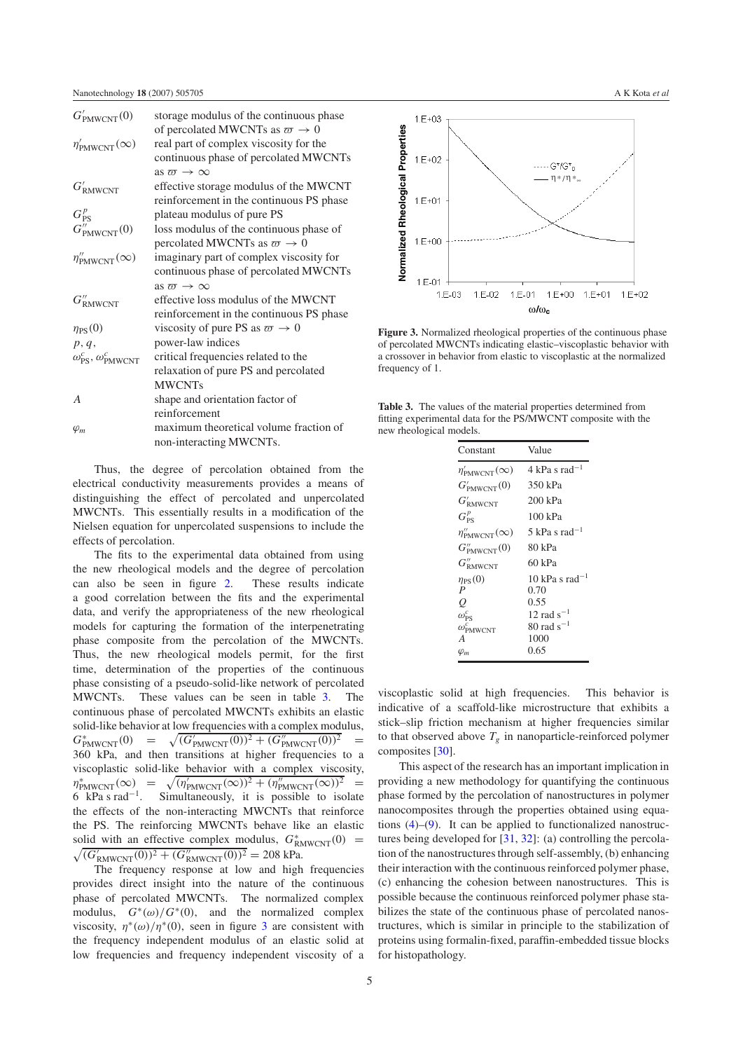| | |
|---|---|
| $G'_{\mathrm{PMWCNT}}(0)$ | storage modulus of the continuous phase of percolated MWCNTs as $\varpi \rightarrow 0$ |
| $\eta'_{\mathrm{PMWCNT}}(\infty)$ | real part of complex viscosity for the continuous phase of percolated MWCNTs as $\varpi \rightarrow \infty$ |
| $G'_{\mathrm{RMWCNT}}$ | effective storage modulus of the MWCNT reinforcement in the continuous PS phase |
| $G^{p}_{\mathrm{PS}}$ | plateau modulus of pure PS |
| $G''_{\mathrm{PMWCNT}}(0)$ | loss modulus of the continuous phase of percolated MWCNTs as $\varpi \rightarrow 0$ |
| $\eta''_{\mathrm{PMWCNT}}(\infty)$ | imaginary part of complex viscosity for continuous phase of percolated MWCNTs as $\varpi \rightarrow \infty$ |
| $G''_{\mathrm{RMWCNT}}$ | effective loss modulus of the MWCNT reinforcement in the continuous PS phase |
| $\eta_{\mathrm{PS}}(0)$ | viscosity of pure PS as $\varpi \rightarrow 0$ |
| $p, q$, | power-law indices |
| $\omega^{c}_{\mathrm{PS}}, \omega^{c}_{\mathrm{PMWCNT}}$ | critical frequencies related to the relaxation of pure PS and percolated MWCNTs |
| $A$ | shape and orientation factor of reinforcement |
| $\varphi_m$ | maximum theoretical volume fraction of non-interacting MWCNTs. |

Thus, the degree of percolation obtained from the electrical conductivity measurements provides a means of distinguishing the effect of percolated and unpercolated MWCNTs. This essentially results in a modification of the Nielsen equation for unpercolated suspensions to include the effects of percolation.

The fits to the experimental data obtained from using the new rheological models and the degree of percolation can also be seen in figure 2. These results indicate a good correlation between the fits and the experimental data, and verify the appropriateness of the new rheological models for capturing the formation of the interpenetrating phase composite from the percolation of the MWCNTs. Thus, the new rheological models permit, for the first time, determination of the properties of the continuous phase consisting of a pseudo-solid-like network of percolated MWCNTs. These values can be seen in table 3. The continuous phase of percolated MWCNTs exhibits an elastic solid-like behavior at low frequencies with a complex modulus, $G^{*}_{\mathrm{PMWCNT}}(0) = \sqrt{(G'_{\mathrm{PMWCNT}}(0))^2 + (G''_{\mathrm{PMWCNT}}(0))^2} = 360$ kPa, and then transitions at higher frequencies to a viscoplastic solid-like behavior with a complex viscosity, $\eta^{*}_{\mathrm{PMWCNT}}(\infty) = \sqrt{(\eta'_{\mathrm{PMWCNT}}(\infty))^2 + (\eta''_{\mathrm{PMWCNT}}(\infty))^2} = 6\ \mathrm{kPa\ s\ rad^{-1}}$. Simultaneously, it is possible to isolate the effects of the non-interacting MWCNTs that reinforce the PS. The reinforcing MWCNTs behave like an elastic solid with an effective complex modulus, $G^{*}_{\mathrm{RMWCNT}}(0) = \sqrt{(G'_{\mathrm{RMWCNT}}(0))^2 + (G''_{\mathrm{RMWCNT}}(0))^2} = 208$ kPa.

The frequency response at low and high frequencies provides direct insight into the nature of the continuous phase of percolated MWCNTs. The normalized complex modulus, $G^{*}(\omega)/G^{*}(0)$, and the normalized complex viscosity, $\eta^{*}(\omega)/\eta^{*}(0)$, seen in figure 3 are consistent with the frequency independent modulus of an elastic solid at low frequencies and frequency independent viscosity of a viscoplastic solid at high frequencies. This behavior is indicative of a scaffold-like microstructure that exhibits a stick–slip friction mechanism at higher frequencies similar to that observed above $T_g$ in nanoparticle-reinforced polymer composites [30].

This aspect of the research has an important implication in providing a new methodology for quantifying the continuous phase formed by the percolation of nanostructures in polymer nanocomposites through the properties obtained using equations (4)–(9). It can be applied to functionalized nanostructures being developed for [31, 32]: (a) controlling the percolation of the nanostructures through self-assembly, (b) enhancing their interaction with the continuous reinforced polymer phase, (c) enhancing the cohesion between nanostructures. This is possible because the continuous reinforced polymer phase stabilizes the state of the continuous phase of percolated nanostructures, which is similar in principle to the stabilization of proteins using formalin-fixed, paraffin-embedded tissue blocks for histopathology.

**Figure 3.** Normalized rheological properties of the continuous phase of percolated MWCNTs indicating elastic–viscoplastic behavior with a crossover in behavior from elastic to viscoplastic at the normalized frequency of 1.

**Table 3.** The values of the material properties determined from fitting experimental data for the PS/MWCNT composite with the new rheological models.

| Constant | Value |
|---|---|
| $\eta'_{\mathrm{PMWCNT}}(\infty)$ | 4 kPa s rad$^{-1}$ |
| $G'_{\mathrm{PMWCNT}}(0)$ | 350 kPa |
| $G'_{\mathrm{RMWCNT}}$ | 200 kPa |
| $G^{p}_{\mathrm{PS}}$ | 100 kPa |
| $\eta''_{\mathrm{PMWCNT}}(\infty)$ | 5 kPa s rad$^{-1}$ |
| $G''_{\mathrm{PMWCNT}}(0)$ | 80 kPa |
| $G''_{\mathrm{RMWCNT}}$ | 60 kPa |
| $\eta_{\mathrm{PS}}(0)$ | 10 kPa s rad$^{-1}$ |
| $P$ | 0.70 |
| $Q$ | 0.55 |
| $\omega^{c}_{\mathrm{PS}}$ | 12 rad s$^{-1}$ |
| $\omega^{c}_{\mathrm{PMWCNT}}$ | 80 rad s$^{-1}$ |
| $A$ | 1000 |
| $\varphi_m$ | 0.65 |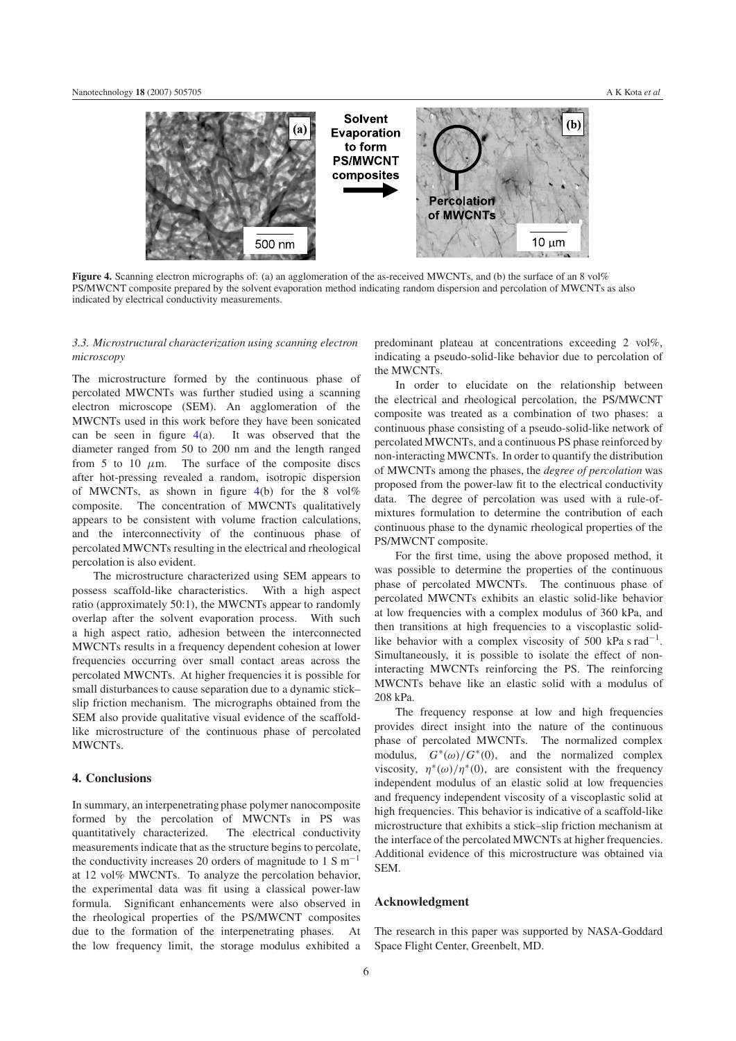**Figure 4.** Scanning electron micrographs of: (a) an agglomeration of the as-received MWCNTs, and (b) the surface of an 8 vol% PS/MWCNT composite prepared by the solvent evaporation method indicating random dispersion and percolation of MWCNTs as also indicated by electrical conductivity measurements.

### *3.3. Microstructural characterization using scanning electron microscopy*

The microstructure formed by the continuous phase of percolated MWCNTs was further studied using a scanning electron microscope (SEM). An agglomeration of the MWCNTs used in this work before they have been sonicated can be seen in figure 4(a). It was observed that the diameter ranged from 50 to 200 nm and the length ranged from 5 to 10 $\mu$m. The surface of the composite discs after hot-pressing revealed a random, isotropic dispersion of MWCNTs, as shown in figure 4(b) for the 8 vol% composite. The concentration of MWCNTs qualitatively appears to be consistent with volume fraction calculations, and the interconnectivity of the continuous phase of percolated MWCNTs resulting in the electrical and rheological percolation is also evident.

The microstructure characterized using SEM appears to possess scaffold-like characteristics. With a high aspect ratio (approximately 50:1), the MWCNTs appear to randomly overlap after the solvent evaporation process. With such a high aspect ratio, adhesion between the interconnected MWCNTs results in a frequency dependent cohesion at lower frequencies occurring over small contact areas across the percolated MWCNTs. At higher frequencies it is possible for small disturbances to cause separation due to a dynamic stick–slip friction mechanism. The micrographs obtained from the SEM also provide qualitative visual evidence of the scaffold-like microstructure of the continuous phase of percolated MWCNTs.

## 4. Conclusions

In summary, an interpenetrating phase polymer nanocomposite formed by the percolation of MWCNTs in PS was quantitatively characterized. The electrical conductivity measurements indicate that as the structure begins to percolate, the conductivity increases 20 orders of magnitude to 1 S $m^{-1}$ at 12 vol% MWCNTs. To analyze the percolation behavior, the experimental data was fit using a classical power-law formula. Significant enhancements were also observed in the rheological properties of the PS/MWCNT composites due to the formation of the interpenetrating phases. At the low frequency limit, the storage modulus exhibited a predominant plateau at concentrations exceeding 2 vol%, indicating a pseudo-solid-like behavior due to percolation of the MWCNTs.

In order to elucidate on the relationship between the electrical and rheological percolation, the PS/MWCNT composite was treated as a combination of two phases: a continuous phase consisting of a pseudo-solid-like network of percolated MWCNTs, and a continuous PS phase reinforced by non-interacting MWCNTs. In order to quantify the distribution of MWCNTs among the phases, the *degree of percolation* was proposed from the power-law fit to the electrical conductivity data. The degree of percolation was used with a rule-of-mixtures formulation to determine the contribution of each continuous phase to the dynamic rheological properties of the PS/MWCNT composite.

For the first time, using the above proposed method, it was possible to determine the properties of the continuous phase of percolated MWCNTs. The continuous phase of percolated MWCNTs exhibits an elastic solid-like behavior at low frequencies with a complex modulus of 360 kPa, and then transitions at high frequencies to a viscoplastic solid-like behavior with a complex viscosity of 500 kPa s $\text{rad}^{-1}$. Simultaneously, it is possible to isolate the effect of non-interacting MWCNTs reinforcing the PS. The reinforcing MWCNTs behave like an elastic solid with a modulus of 208 kPa.

The frequency response at low and high frequencies provides direct insight into the nature of the continuous phase of percolated MWCNTs. The normalized complex modulus, $G^*(\omega)/G^*(0)$, and the normalized complex viscosity, $\eta^*(\omega)/\eta^*(0)$, are consistent with the frequency independent modulus of an elastic solid at low frequencies and frequency independent viscosity of a viscoplastic solid at high frequencies. This behavior is indicative of a scaffold-like microstructure that exhibits a stick–slip friction mechanism at the interface of the percolated MWCNTs at higher frequencies. Additional evidence of this microstructure was obtained via SEM.

## Acknowledgment

The research in this paper was supported by NASA-Goddard Space Flight Center, Greenbelt, MD.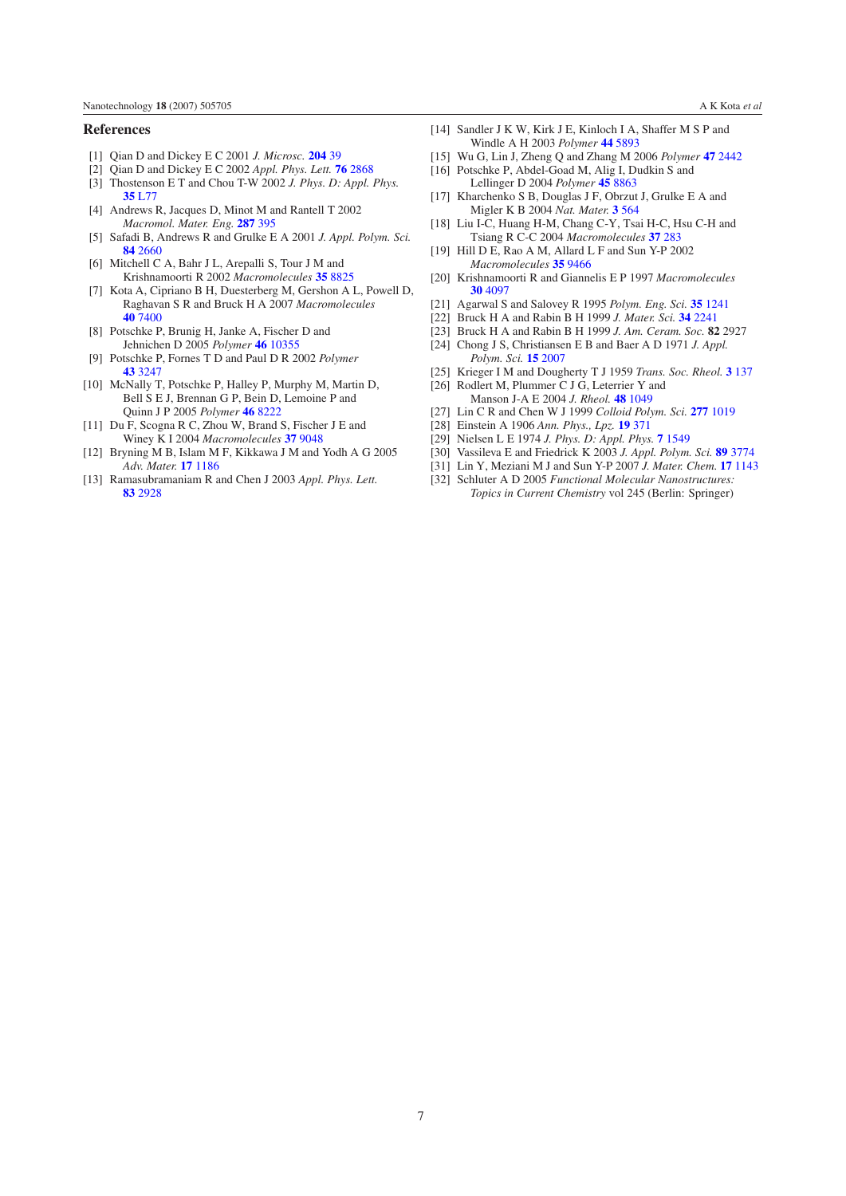## References

[1] Qian D and Dickey E C 2001 *J. Microsc.* **204** 39

[2] Qian D and Dickey E C 2002 *Appl. Phys. Lett.* **76** 2868

[3] Thostenson E T and Chou T-W 2002 *J. Phys. D: Appl. Phys.* **35** L77

[4] Andrews R, Jacques D, Minot M and Rantell T 2002 *Macromol. Mater. Eng.* **287** 395

[5] Safadi B, Andrews R and Grulke E A 2001 *J. Appl. Polym. Sci.* **84** 2660

[6] Mitchell C A, Bahr J L, Arepalli S, Tour J M and Krishnamoorti R 2002 *Macromolecules* **35** 8825

[7] Kota A, Cipriano B H, Duesterberg M, Gershon A L, Powell D, Raghavan S R and Bruck H A 2007 *Macromolecules* **40** 7400

[8] Potschke P, Brunig H, Janke A, Fischer D and Jehnichen D 2005 *Polymer* **46** 10355

[9] Potschke P, Fornes T D and Paul D R 2002 *Polymer* **43** 3247

[10] McNally T, Potschke P, Halley P, Murphy M, Martin D, Bell S E J, Brennan G P, Bein D, Lemoine P and Quinn J P 2005 *Polymer* **46** 8222

[11] Du F, Scogna R C, Zhou W, Brand S, Fischer J E and Winey K I 2004 *Macromolecules* **37** 9048

[12] Bryning M B, Islam M F, Kikkawa J M and Yodh A G 2005 *Adv. Mater.* **17** 1186

[13] Ramasubramaniam R and Chen J 2003 *Appl. Phys. Lett.* **83** 2928

[14] Sandler J K W, Kirk J E, Kinloch I A, Shaffer M S P and Windle A H 2003 *Polymer* **44** 5893

[15] Wu G, Lin J, Zheng Q and Zhang M 2006 *Polymer* **47** 2442

[16] Potschke P, Abdel-Goad M, Alig I, Dudkin S and Lellinger D 2004 *Polymer* **45** 8863

[17] Kharchenko S B, Douglas J F, Obrzut J, Grulke E A and Migler K B 2004 *Nat. Mater.* **3** 564

[18] Liu I-C, Huang H-M, Chang C-Y, Tsai H-C, Hsu C-H and Tsiang R C-C 2004 *Macromolecules* **37** 283

[19] Hill D E, Rao A M, Allard L F and Sun Y-P 2002 *Macromolecules* **35** 9466

[20] Krishnamoorti R and Giannelis E P 1997 *Macromolecules* **30** 4097

[21] Agarwal S and Salovey R 1995 *Polym. Eng. Sci.* **35** 1241

[22] Bruck H A and Rabin B H 1999 *J. Mater. Sci.* **34** 2241

[23] Bruck H A and Rabin B H 1999 *J. Am. Ceram. Soc.* **82** 2927

[24] Chong J S, Christiansen E B and Baer A D 1971 *J. Appl. Polym. Sci.* **15** 2007

[25] Krieger I M and Dougherty T J 1959 *Trans. Soc. Rheol.* **3** 137

[26] Rodlert M, Plummer C J G, Leterrier Y and Manson J-A E 2004 *J. Rheol.* **48** 1049

[27] Lin C R and Chen W J 1999 *Colloid Polym. Sci.* **277** 1019

[28] Einstein A 1906 *Ann. Phys., Lpz.* **19** 371

[29] Nielsen L E 1974 *J. Phys. D: Appl. Phys.* **7** 1549

[30] Vassileva E and Friedrick K 2003 *J. Appl. Polym. Sci.* **89** 3774

[31] Lin Y, Meziani M J and Sun Y-P 2007 *J. Mater. Chem.* **17** 1143

[32] Schluter A D 2005 *Functional Molecular Nanostructures: Topics in Current Chemistry* vol 245 (Berlin: Springer)